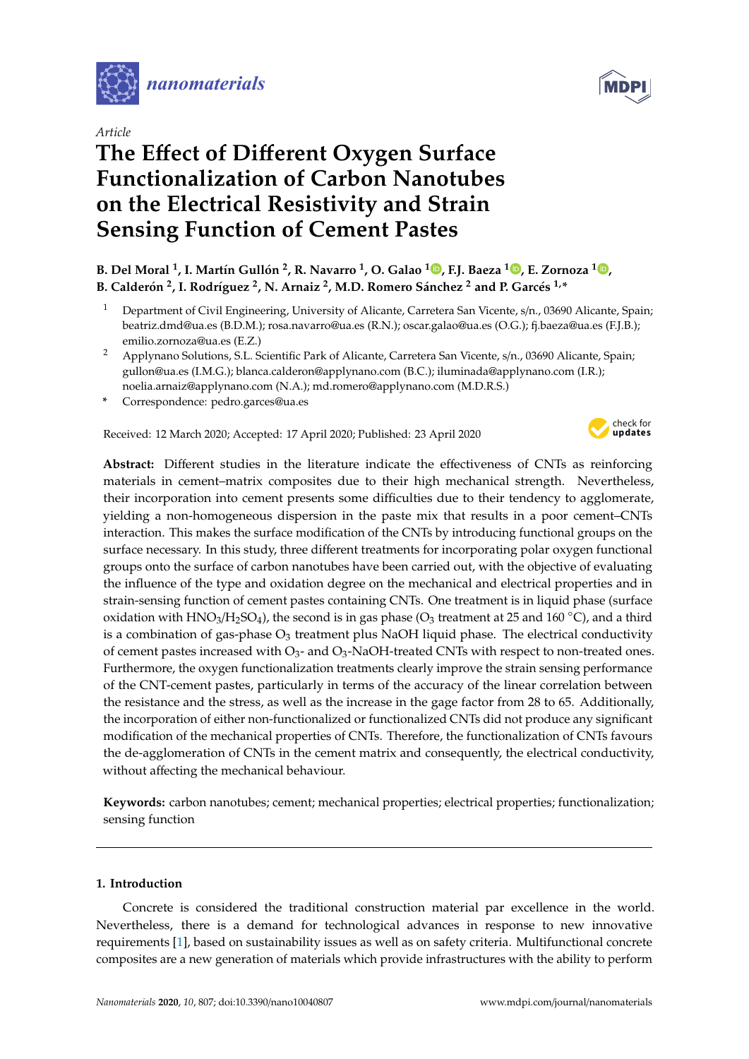*nanomaterials*

Article

# The Effect of Different Oxygen Surface Functionalization of Carbon Nanotubes on the Electrical Resistivity and Strain Sensing Function of Cement Pastes

**B. Del Moral [1], I. Martín Gullón [2], R. Navarro [1], O. Galao [1], F.J. Baeza [1], E. Zornoza [1], B. Calderón [2], I. Rodríguez [2], N. Arnaiz [2], M.D. Romero Sánchez [2] and P. Garcés [1,*]**

[1] Department of Civil Engineering, University of Alicante, Carretera San Vicente, s/n., 03690 Alicante, Spain; beatriz.dmd@ua.es (B.D.M.); rosa.navarro@ua.es (R.N.); oscar.galao@ua.es (O.G.); fj.baeza@ua.es (F.J.B.); emilio.zornoza@ua.es (E.Z.)

[2] Applynano Solutions, S.L. Scientific Park of Alicante, Carretera San Vicente, s/n., 03690 Alicante, Spain; gullon@ua.es (I.M.G.); blanca.calderon@applynano.com (B.C.); iluminada@applynano.com (I.R.); noelia.arnaiz@applynano.com (N.A.); md.romero@applynano.com (M.D.R.S.)

* Correspondence: pedro.garces@ua.es

Received: 12 March 2020; Accepted: 17 April 2020; Published: 23 April 2020

**Abstract:** Different studies in the literature indicate the effectiveness of CNTs as reinforcing materials in cement–matrix composites due to their high mechanical strength. Nevertheless, their incorporation into cement presents some difficulties due to their tendency to agglomerate, yielding a non-homogeneous dispersion in the paste mix that results in a poor cement–CNTs interaction. This makes the surface modification of the CNTs by introducing functional groups on the surface necessary. In this study, three different treatments for incorporating polar oxygen functional groups onto the surface of carbon nanotubes have been carried out, with the objective of evaluating the influence of the type and oxidation degree on the mechanical and electrical properties and in strain-sensing function of cement pastes containing CNTs. One treatment is in liquid phase (surface oxidation with $HNO_3/H_2SO_4$), the second is in gas phase ($O_3$ treatment at 25 and 160 °C), and a third is a combination of gas-phase $O_3$ treatment plus NaOH liquid phase. The electrical conductivity of cement pastes increased with $O_3$- and $O_3$-NaOH-treated CNTs with respect to non-treated ones. Furthermore, the oxygen functionalization treatments clearly improve the strain sensing performance of the CNT-cement pastes, particularly in terms of the accuracy of the linear correlation between the resistance and the stress, as well as the increase in the gage factor from 28 to 65. Additionally, the incorporation of either non-functionalized or functionalized CNTs did not produce any significant modification of the mechanical properties of CNTs. Therefore, the functionalization of CNTs favours the de-agglomeration of CNTs in the cement matrix and consequently, the electrical conductivity, without affecting the mechanical behaviour.

**Keywords:** carbon nanotubes; cement; mechanical properties; electrical properties; functionalization; sensing function

## 1. Introduction

Concrete is considered the traditional construction material par excellence in the world. Nevertheless, there is a demand for technological advances in response to new innovative requirements [1], based on sustainability issues as well as on safety criteria. Multifunctional concrete composites are a new generation of materials which provide infrastructures with the ability to perform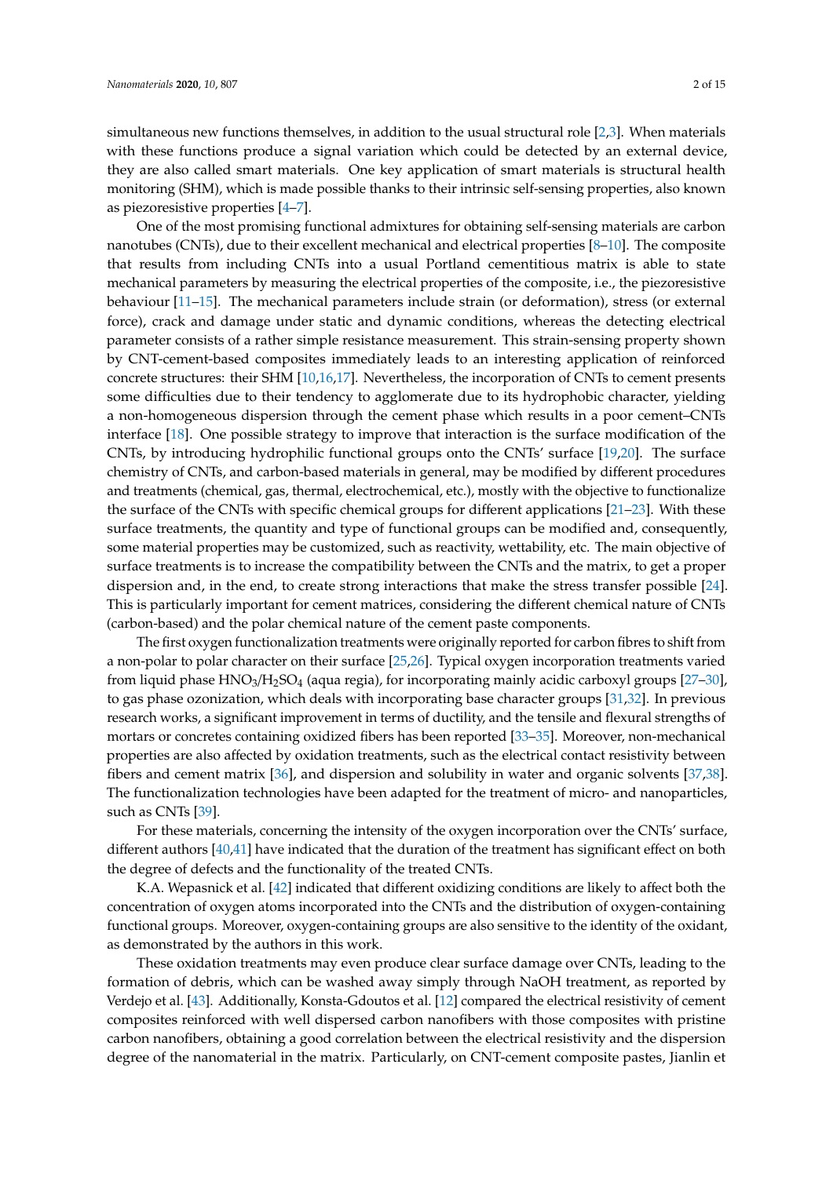simultaneous new functions themselves, in addition to the usual structural role [2,3]. When materials with these functions produce a signal variation which could be detected by an external device, they are also called smart materials. One key application of smart materials is structural health monitoring (SHM), which is made possible thanks to their intrinsic self-sensing properties, also known as piezoresistive properties [4–7].

One of the most promising functional admixtures for obtaining self-sensing materials are carbon nanotubes (CNTs), due to their excellent mechanical and electrical properties [8–10]. The composite that results from including CNTs into a usual Portland cementitious matrix is able to state mechanical parameters by measuring the electrical properties of the composite, i.e., the piezoresistive behaviour [11–15]. The mechanical parameters include strain (or deformation), stress (or external force), crack and damage under static and dynamic conditions, whereas the detecting electrical parameter consists of a rather simple resistance measurement. This strain-sensing property shown by CNT-cement-based composites immediately leads to an interesting application of reinforced concrete structures: their SHM [10,16,17]. Nevertheless, the incorporation of CNTs to cement presents some difficulties due to their tendency to agglomerate due to its hydrophobic character, yielding a non-homogeneous dispersion through the cement phase which results in a poor cement–CNTs interface [18]. One possible strategy to improve that interaction is the surface modification of the CNTs, by introducing hydrophilic functional groups onto the CNTs' surface [19,20]. The surface chemistry of CNTs, and carbon-based materials in general, may be modified by different procedures and treatments (chemical, gas, thermal, electrochemical, etc.), mostly with the objective to functionalize the surface of the CNTs with specific chemical groups for different applications [21–23]. With these surface treatments, the quantity and type of functional groups can be modified and, consequently, some material properties may be customized, such as reactivity, wettability, etc. The main objective of surface treatments is to increase the compatibility between the CNTs and the matrix, to get a proper dispersion and, in the end, to create strong interactions that make the stress transfer possible [24]. This is particularly important for cement matrices, considering the different chemical nature of CNTs (carbon-based) and the polar chemical nature of the cement paste components.

The first oxygen functionalization treatments were originally reported for carbon fibres to shift from a non-polar to polar character on their surface [25,26]. Typical oxygen incorporation treatments varied from liquid phase $HNO_3/H_2SO_4$ (aqua regia), for incorporating mainly acidic carboxyl groups [27–30], to gas phase ozonization, which deals with incorporating base character groups [31,32]. In previous research works, a significant improvement in terms of ductility, and the tensile and flexural strengths of mortars or concretes containing oxidized fibers has been reported [33–35]. Moreover, non-mechanical properties are also affected by oxidation treatments, such as the electrical contact resistivity between fibers and cement matrix [36], and dispersion and solubility in water and organic solvents [37,38]. The functionalization technologies have been adapted for the treatment of micro- and nanoparticles, such as CNTs [39].

For these materials, concerning the intensity of the oxygen incorporation over the CNTs' surface, different authors [40,41] have indicated that the duration of the treatment has significant effect on both the degree of defects and the functionality of the treated CNTs.

K.A. Wepasnick et al. [42] indicated that different oxidizing conditions are likely to affect both the concentration of oxygen atoms incorporated into the CNTs and the distribution of oxygen-containing functional groups. Moreover, oxygen-containing groups are also sensitive to the identity of the oxidant, as demonstrated by the authors in this work.

These oxidation treatments may even produce clear surface damage over CNTs, leading to the formation of debris, which can be washed away simply through NaOH treatment, as reported by Verdejo et al. [43]. Additionally, Konsta-Gdoutos et al. [12] compared the electrical resistivity of cement composites reinforced with well dispersed carbon nanofibers with those composites with pristine carbon nanofibers, obtaining a good correlation between the electrical resistivity and the dispersion degree of the nanomaterial in the matrix. Particularly, on CNT-cement composite pastes, Jianlin et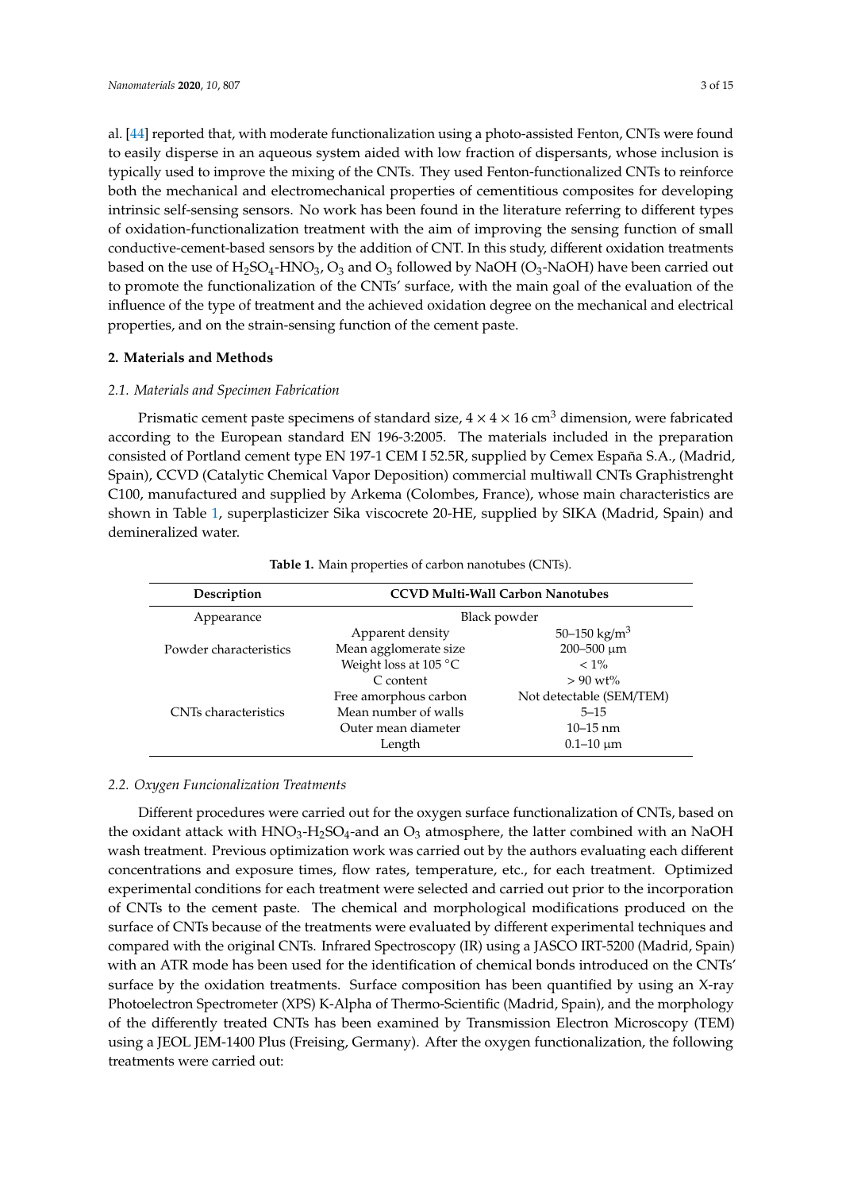al. [44] reported that, with moderate functionalization using a photo-assisted Fenton, CNTs were found to easily disperse in an aqueous system aided with low fraction of dispersants, whose inclusion is typically used to improve the mixing of the CNTs. They used Fenton-functionalized CNTs to reinforce both the mechanical and electromechanical properties of cementitious composites for developing intrinsic self-sensing sensors. No work has been found in the literature referring to different types of oxidation-functionalization treatment with the aim of improving the sensing function of small conductive-cement-based sensors by the addition of CNT. In this study, different oxidation treatments based on the use of $H_2SO_4$-$HNO_3$, $O_3$ and $O_3$ followed by NaOH ($O_3$-NaOH) have been carried out to promote the functionalization of the CNTs' surface, with the main goal of the evaluation of the influence of the type of treatment and the achieved oxidation degree on the mechanical and electrical properties, and on the strain-sensing function of the cement paste.

## 2. Materials and Methods

### *2.1. Materials and Specimen Fabrication*

Prismatic cement paste specimens of standard size, $4 \times 4 \times 16$ cm$^3$ dimension, were fabricated according to the European standard EN 196-3:2005. The materials included in the preparation consisted of Portland cement type EN 197-1 CEM I 52.5R, supplied by Cemex España S.A., (Madrid, Spain), CCVD (Catalytic Chemical Vapor Deposition) commercial multiwall CNTs Graphistrenght C100, manufactured and supplied by Arkema (Colombes, France), whose main characteristics are shown in Table 1, superplasticizer Sika viscocrete 20-HE, supplied by SIKA (Madrid, Spain) and demineralized water.

**Table 1.** Main properties of carbon nanotubes (CNTs).

| Description | CCVD Multi-Wall Carbon Nanotubes | |
|---|---|---|
| Appearance | Black powder | |
| Powder characteristics | Apparent density | 50–150 kg/m$^3$ |
| | Mean agglomerate size | 200–500 µm |
| | Weight loss at 105 °C | < 1% |
| CNTs characteristics | C content | > 90 wt% |
| | Free amorphous carbon | Not detectable (SEM/TEM) |
| | Mean number of walls | 5–15 |
| | Outer mean diameter | 10–15 nm |
| | Length | 0.1–10 µm |

### *2.2. Oxygen Funcionalization Treatments*

Different procedures were carried out for the oxygen surface functionalization of CNTs, based on the oxidant attack with $HNO_3$-$H_2SO_4$-and an $O_3$ atmosphere, the latter combined with an NaOH wash treatment. Previous optimization work was carried out by the authors evaluating each different concentrations and exposure times, flow rates, temperature, etc., for each treatment. Optimized experimental conditions for each treatment were selected and carried out prior to the incorporation of CNTs to the cement paste. The chemical and morphological modifications produced on the surface of CNTs because of the treatments were evaluated by different experimental techniques and compared with the original CNTs. Infrared Spectroscopy (IR) using a JASCO IRT-5200 (Madrid, Spain) with an ATR mode has been used for the identification of chemical bonds introduced on the CNTs' surface by the oxidation treatments. Surface composition has been quantified by using an X-ray Photoelectron Spectrometer (XPS) K-Alpha of Thermo-Scientific (Madrid, Spain), and the morphology of the differently treated CNTs has been examined by Transmission Electron Microscopy (TEM) using a JEOL JEM-1400 Plus (Freising, Germany). After the oxygen functionalization, the following treatments were carried out: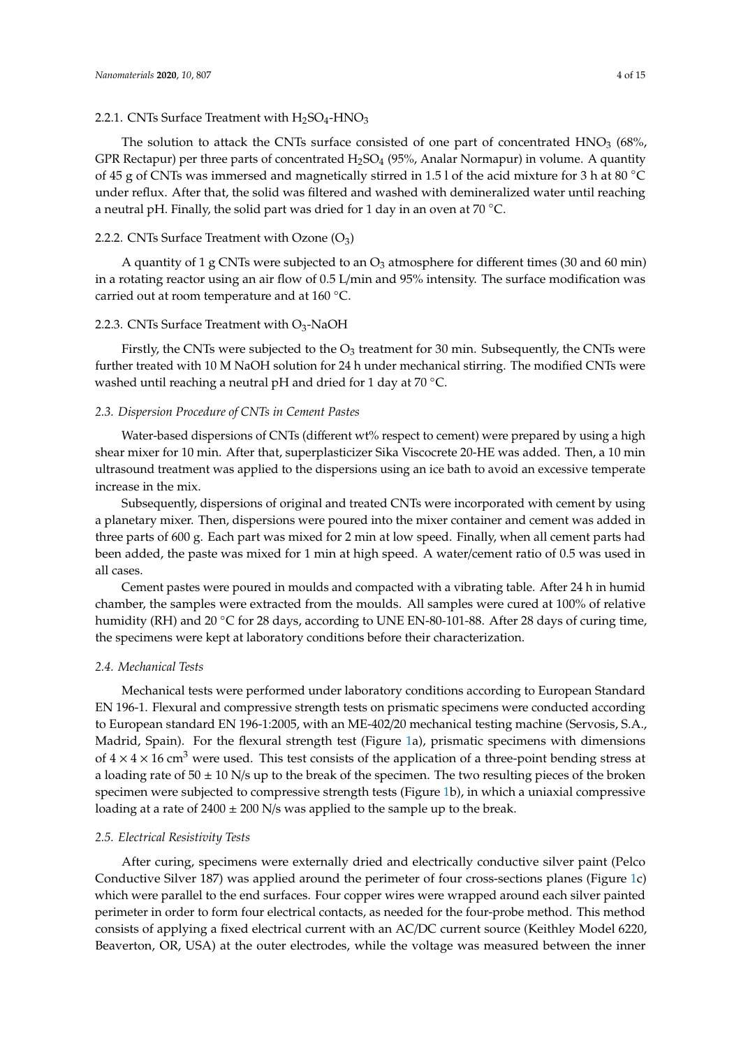#### 2.2.1. CNTs Surface Treatment with $H_2SO_4$-$HNO_3$

The solution to attack the CNTs surface consisted of one part of concentrated $HNO_3$ (68%, GPR Rectapur) per three parts of concentrated $H_2SO_4$ (95%, Analar Normapur) in volume. A quantity of 45 g of CNTs was immersed and magnetically stirred in 1.5 l of the acid mixture for 3 h at 80 °C under reflux. After that, the solid was filtered and washed with demineralized water until reaching a neutral pH. Finally, the solid part was dried for 1 day in an oven at 70 °C.

#### 2.2.2. CNTs Surface Treatment with Ozone ($O_3$)

A quantity of 1 g CNTs were subjected to an $O_3$ atmosphere for different times (30 and 60 min) in a rotating reactor using an air flow of 0.5 L/min and 95% intensity. The surface modification was carried out at room temperature and at 160 °C.

#### 2.2.3. CNTs Surface Treatment with $O_3$-NaOH

Firstly, the CNTs were subjected to the $O_3$ treatment for 30 min. Subsequently, the CNTs were further treated with 10 M NaOH solution for 24 h under mechanical stirring. The modified CNTs were washed until reaching a neutral pH and dried for 1 day at 70 °C.

### *2.3. Dispersion Procedure of CNTs in Cement Pastes*

Water-based dispersions of CNTs (different wt% respect to cement) were prepared by using a high shear mixer for 10 min. After that, superplasticizer Sika Viscocrete 20-HE was added. Then, a 10 min ultrasound treatment was applied to the dispersions using an ice bath to avoid an excessive temperate increase in the mix.

Subsequently, dispersions of original and treated CNTs were incorporated with cement by using a planetary mixer. Then, dispersions were poured into the mixer container and cement was added in three parts of 600 g. Each part was mixed for 2 min at low speed. Finally, when all cement parts had been added, the paste was mixed for 1 min at high speed. A water/cement ratio of 0.5 was used in all cases.

Cement pastes were poured in moulds and compacted with a vibrating table. After 24 h in humid chamber, the samples were extracted from the moulds. All samples were cured at 100% of relative humidity (RH) and 20 °C for 28 days, according to UNE EN-80-101-88. After 28 days of curing time, the specimens were kept at laboratory conditions before their characterization.

### *2.4. Mechanical Tests*

Mechanical tests were performed under laboratory conditions according to European Standard EN 196-1. Flexural and compressive strength tests on prismatic specimens were conducted according to European standard EN 196-1:2005, with an ME-402/20 mechanical testing machine (Servosis, S.A., Madrid, Spain). For the flexural strength test (Figure 1a), prismatic specimens with dimensions of $4 \times 4 \times 16$ cm$^3$ were used. This test consists of the application of a three-point bending stress at a loading rate of $50 \pm 10$ N/s up to the break of the specimen. The two resulting pieces of the broken specimen were subjected to compressive strength tests (Figure 1b), in which a uniaxial compressive loading at a rate of $2400 \pm 200$ N/s was applied to the sample up to the break.

### *2.5. Electrical Resistivity Tests*

After curing, specimens were externally dried and electrically conductive silver paint (Pelco Conductive Silver 187) was applied around the perimeter of four cross-sections planes (Figure 1c) which were parallel to the end surfaces. Four copper wires were wrapped around each silver painted perimeter in order to form four electrical contacts, as needed for the four-probe method. This method consists of applying a fixed electrical current with an AC/DC current source (Keithley Model 6220, Beaverton, OR, USA) at the outer electrodes, while the voltage was measured between the inner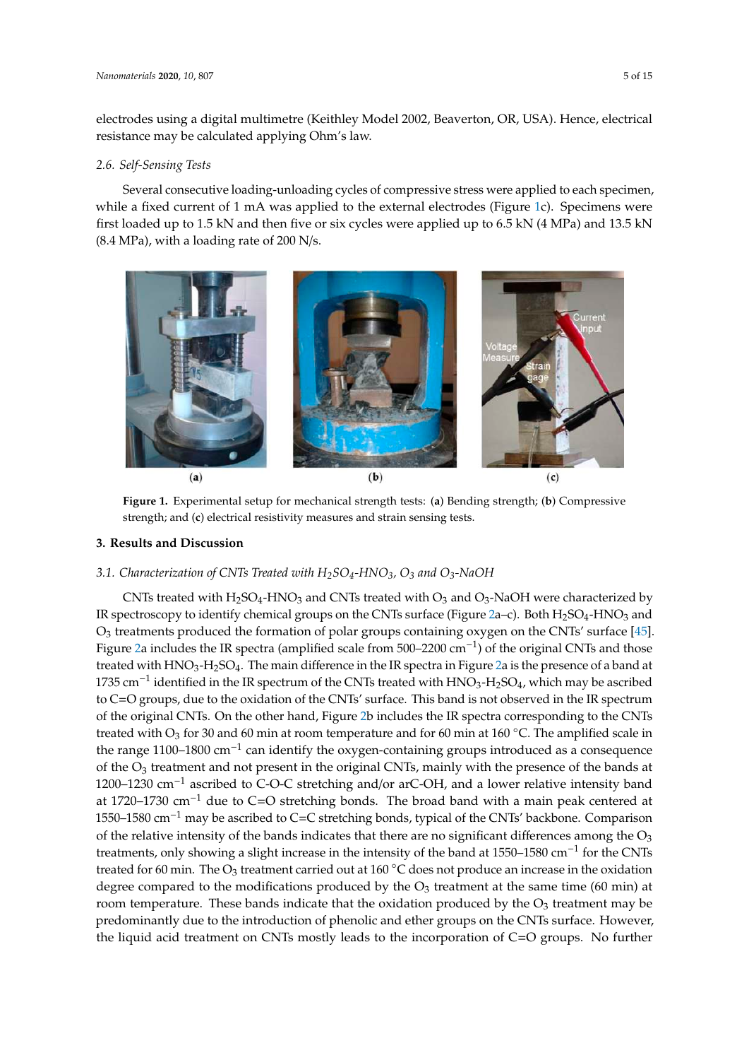electrodes using a digital multimetre (Keithley Model 2002, Beaverton, OR, USA). Hence, electrical resistance may be calculated applying Ohm's law.

### 2.6. Self-Sensing Tests

Several consecutive loading-unloading cycles of compressive stress were applied to each specimen, while a fixed current of 1 mA was applied to the external electrodes (Figure 1c). Specimens were first loaded up to 1.5 kN and then five or six cycles were applied up to 6.5 kN (4 MPa) and 13.5 kN (8.4 MPa), with a loading rate of 200 N/s.

**Figure 1.** Experimental setup for mechanical strength tests: (**a**) Bending strength; (**b**) Compressive strength; and (**c**) electrical resistivity measures and strain sensing tests.

## 3. Results and Discussion

### 3.1. Characterization of CNTs Treated with $H_2SO_4$-$HNO_3$, $O_3$ and $O_3$-NaOH

CNTs treated with $H_2SO_4$-$HNO_3$ and CNTs treated with $O_3$ and $O_3$-NaOH were characterized by IR spectroscopy to identify chemical groups on the CNTs surface (Figure 2a–c). Both $H_2SO_4$-$HNO_3$ and $O_3$ treatments produced the formation of polar groups containing oxygen on the CNTs' surface [45]. Figure 2a includes the IR spectra (amplified scale from 500–2200 $cm^{-1}$) of the original CNTs and those treated with $HNO_3$-$H_2SO_4$. The main difference in the IR spectra in Figure 2a is the presence of a band at 1735 $cm^{-1}$ identified in the IR spectrum of the CNTs treated with $HNO_3$-$H_2SO_4$, which may be ascribed to C=O groups, due to the oxidation of the CNTs' surface. This band is not observed in the IR spectrum of the original CNTs. On the other hand, Figure 2b includes the IR spectra corresponding to the CNTs treated with $O_3$ for 30 and 60 min at room temperature and for 60 min at 160 °C. The amplified scale in the range 1100–1800 $cm^{-1}$ can identify the oxygen-containing groups introduced as a consequence of the $O_3$ treatment and not present in the original CNTs, mainly with the presence of the bands at 1200–1230 $cm^{-1}$ ascribed to C-O-C stretching and/or arC-OH, and a lower relative intensity band at 1720–1730 $cm^{-1}$ due to C=O stretching bonds. The broad band with a main peak centered at 1550–1580 $cm^{-1}$ may be ascribed to C=C stretching bonds, typical of the CNTs' backbone. Comparison of the relative intensity of the bands indicates that there are no significant differences among the $O_3$ treatments, only showing a slight increase in the intensity of the band at 1550–1580 $cm^{-1}$ for the CNTs treated for 60 min. The $O_3$ treatment carried out at 160 °C does not produce an increase in the oxidation degree compared to the modifications produced by the $O_3$ treatment at the same time (60 min) at room temperature. These bands indicate that the oxidation produced by the $O_3$ treatment may be predominantly due to the introduction of phenolic and ether groups on the CNTs surface. However, the liquid acid treatment on CNTs mostly leads to the incorporation of C=O groups. No further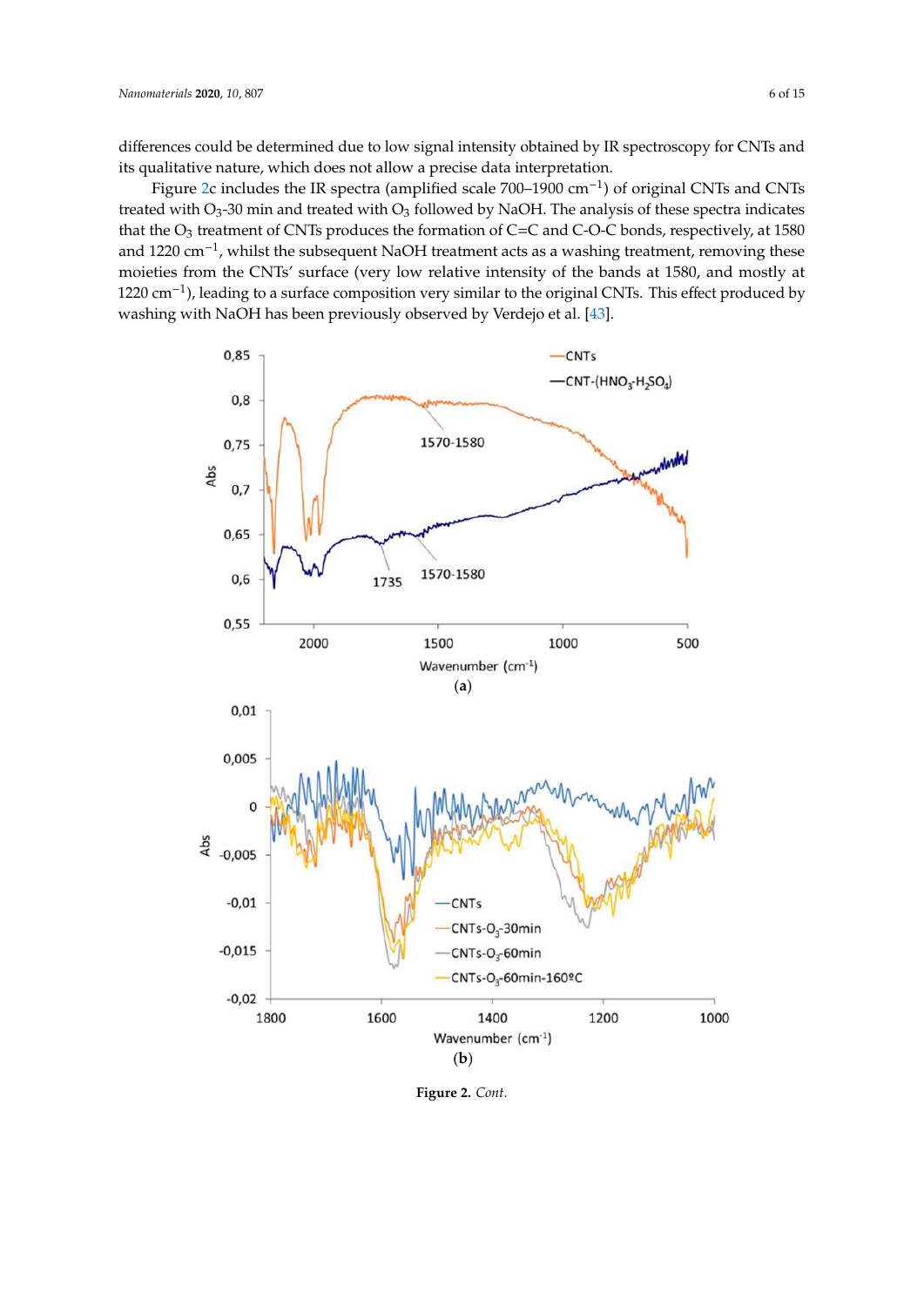differences could be determined due to low signal intensity obtained by IR spectroscopy for CNTs and its qualitative nature, which does not allow a precise data interpretation.

Figure 2c includes the IR spectra (amplified scale 700–1900 $cm^{-1}$) of original CNTs and CNTs treated with $O_3$-30 min and treated with $O_3$ followed by NaOH. The analysis of these spectra indicates that the $O_3$ treatment of CNTs produces the formation of C=C and C-O-C bonds, respectively, at 1580 and 1220 $cm^{-1}$, whilst the subsequent NaOH treatment acts as a washing treatment, removing these moieties from the CNTs' surface (very low relative intensity of the bands at 1580, and mostly at 1220 $cm^{-1}$), leading to a surface composition very similar to the original CNTs. This effect produced by washing with NaOH has been previously observed by Verdejo et al. [43].

(a)

(b)

**Figure 2.** *Cont.*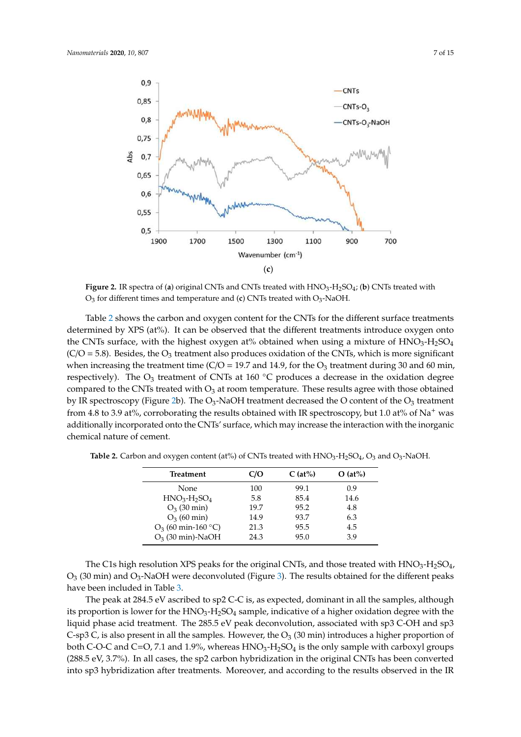(c)

**Figure 2.** IR spectra of (**a**) original CNTs and CNTs treated with $HNO_3$-$H_2SO_4$; (**b**) CNTs treated with $O_3$ for different times and temperature and (**c**) CNTs treated with $O_3$-NaOH.

Table 2 shows the carbon and oxygen content for the CNTs for the different surface treatments determined by XPS (at%). It can be observed that the different treatments introduce oxygen onto the CNTs surface, with the highest oxygen at% obtained when using a mixture of $HNO_3$-$H_2SO_4$ (C/O = 5.8). Besides, the $O_3$ treatment also produces oxidation of the CNTs, which is more significant when increasing the treatment time (C/O = 19.7 and 14.9, for the $O_3$ treatment during 30 and 60 min, respectively). The $O_3$ treatment of CNTs at 160 °C produces a decrease in the oxidation degree compared to the CNTs treated with $O_3$ at room temperature. These results agree with those obtained by IR spectroscopy (Figure 2b). The $O_3$-NaOH treatment decreased the O content of the $O_3$ treatment from 4.8 to 3.9 at%, corroborating the results obtained with IR spectroscopy, but 1.0 at% of $Na^+$ was additionally incorporated onto the CNTs' surface, which may increase the interaction with the inorganic chemical nature of cement.

**Table 2.** Carbon and oxygen content (at%) of CNTs treated with $HNO_3$-$H_2SO_4$, $O_3$ and $O_3$-NaOH.

| Treatment | C/O | C (at%) | O (at%) |
|---|---|---|---|
| None | 100 | 99.1 | 0.9 |
| $HNO_3$-$H_2SO_4$ | 5.8 | 85.4 | 14.6 |
| $O_3$ (30 min) | 19.7 | 95.2 | 4.8 |
| $O_3$ (60 min) | 14.9 | 93.7 | 6.3 |
| $O_3$ (60 min-160 °C) | 21.3 | 95.5 | 4.5 |
| $O_3$ (30 min)-NaOH | 24.3 | 95.0 | 3.9 |

The C1s high resolution XPS peaks for the original CNTs, and those treated with $HNO_3$-$H_2SO_4$, $O_3$ (30 min) and $O_3$-NaOH were deconvoluted (Figure 3). The results obtained for the different peaks have been included in Table 3.

The peak at 284.5 eV ascribed to sp2 C-C is, as expected, dominant in all the samples, although its proportion is lower for the $HNO_3$-$H_2SO_4$ sample, indicative of a higher oxidation degree with the liquid phase acid treatment. The 285.5 eV peak deconvolution, associated with sp3 C-OH and sp3 C-sp3 C, is also present in all the samples. However, the $O_3$ (30 min) introduces a higher proportion of both C-O-C and C=O, 7.1 and 1.9%, whereas $HNO_3$-$H_2SO_4$ is the only sample with carboxyl groups (288.5 eV, 3.7%). In all cases, the sp2 carbon hybridization in the original CNTs has been converted into sp3 hybridization after treatments. Moreover, and according to the results observed in the IR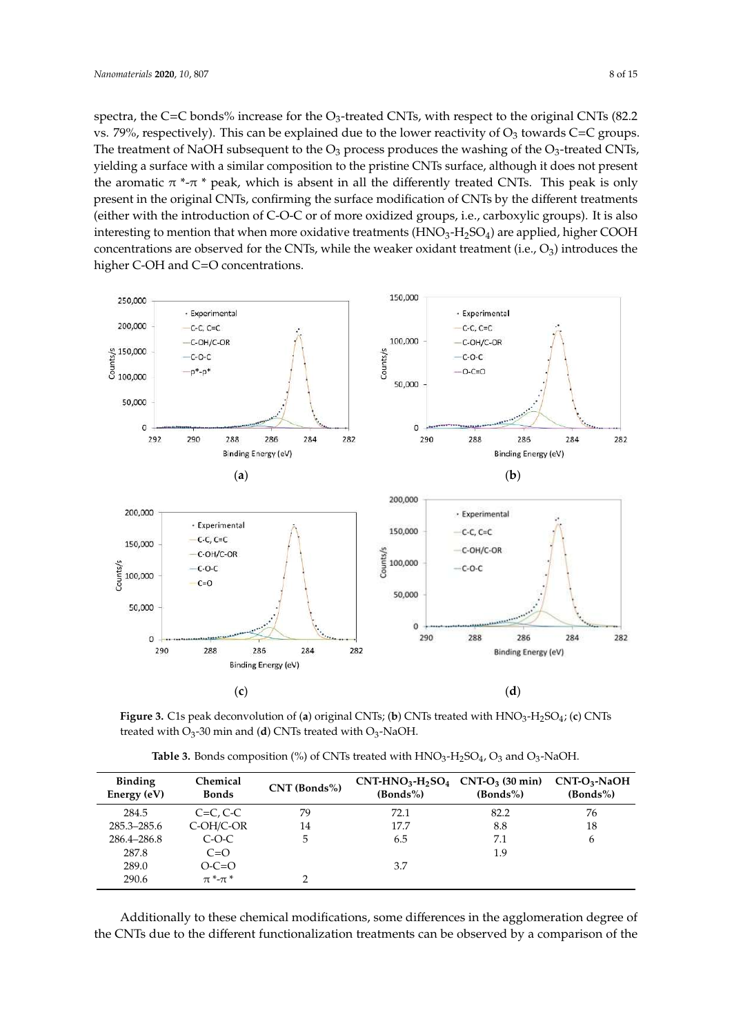spectra, the C=C bonds% increase for the $O_3$-treated CNTs, with respect to the original CNTs (82.2 vs. 79%, respectively). This can be explained due to the lower reactivity of $O_3$ towards C=C groups. The treatment of NaOH subsequent to the $O_3$ process produces the washing of the $O_3$-treated CNTs, yielding a surface with a similar composition to the pristine CNTs surface, although it does not present the aromatic $\pi^*$-$\pi^*$ peak, which is absent in all the differently treated CNTs. This peak is only present in the original CNTs, confirming the surface modification of CNTs by the different treatments (either with the introduction of C-O-C or of more oxidized groups, i.e., carboxylic groups). It is also interesting to mention that when more oxidative treatments ($HNO_3$-$H_2SO_4$) are applied, higher COOH concentrations are observed for the CNTs, while the weaker oxidant treatment (i.e., $O_3$) introduces the higher C-OH and C=O concentrations.

**Figure 3.** C1s peak deconvolution of (**a**) original CNTs; (**b**) CNTs treated with $HNO_3$-$H_2SO_4$; (**c**) CNTs treated with $O_3$-30 min and (**d**) CNTs treated with $O_3$-NaOH.

**Table 3.** Bonds composition (%) of CNTs treated with $HNO_3$-$H_2SO_4$, $O_3$ and $O_3$-NaOH.

| Binding Energy (eV) | Chemical Bonds | CNT (Bonds%) | CNT-$HNO_3$-$H_2SO_4$ (Bonds%) | CNT-$O_3$ (30 min) (Bonds%) | CNT-$O_3$-NaOH (Bonds%) |
|---|---|---|---|---|---|
| 284.5 | C=C, C-C | 79 | 72.1 | 82.2 | 76 |
| 285.3–285.6 | C-OH/C-OR | 14 | 17.7 | 8.8 | 18 |
| 286.4–286.8 | C-O-C | 5 | 6.5 | 7.1 | 6 |
| 287.8 | C=O | | | 1.9 | |
| 289.0 | O-C=O | | 3.7 | | |
| 290.6 | $\pi^*$-$\pi^*$ | 2 | | | |

Additionally to these chemical modifications, some differences in the agglomeration degree of the CNTs due to the different functionalization treatments can be observed by a comparison of the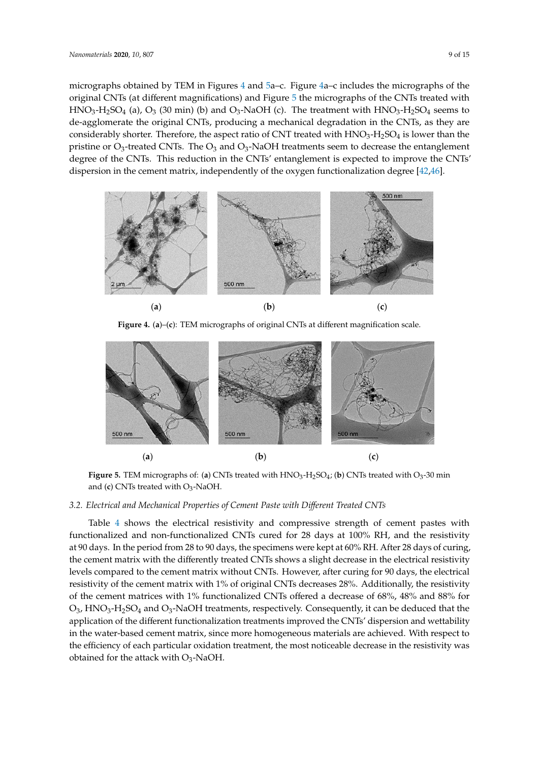micrographs obtained by TEM in Figures 4 and 5a–c. Figure 4a–c includes the micrographs of the original CNTs (at different magnifications) and Figure 5 the micrographs of the CNTs treated with $HNO_3$-$H_2SO_4$ (a), $O_3$ (30 min) (b) and $O_3$-NaOH (c). The treatment with $HNO_3$-$H_2SO_4$ seems to de-agglomerate the original CNTs, producing a mechanical degradation in the CNTs, as they are considerably shorter. Therefore, the aspect ratio of CNT treated with $HNO_3$-$H_2SO_4$ is lower than the pristine or $O_3$-treated CNTs. The $O_3$ and $O_3$-NaOH treatments seem to decrease the entanglement degree of the CNTs. This reduction in the CNTs' entanglement is expected to improve the CNTs' dispersion in the cement matrix, independently of the oxygen functionalization degree [42,46].

**Figure 4.** (**a**)–(**c**): TEM micrographs of original CNTs at different magnification scale.

**Figure 5.** TEM micrographs of: (**a**) CNTs treated with $HNO_3$-$H_2SO_4$; (**b**) CNTs treated with $O_3$-30 min and (**c**) CNTs treated with $O_3$-NaOH.

### *3.2. Electrical and Mechanical Properties of Cement Paste with Different Treated CNTs*

Table 4 shows the electrical resistivity and compressive strength of cement pastes with functionalized and non-functionalized CNTs cured for 28 days at 100% RH, and the resistivity at 90 days. In the period from 28 to 90 days, the specimens were kept at 60% RH. After 28 days of curing, the cement matrix with the differently treated CNTs shows a slight decrease in the electrical resistivity levels compared to the cement matrix without CNTs. However, after curing for 90 days, the electrical resistivity of the cement matrix with 1% of original CNTs decreases 28%. Additionally, the resistivity of the cement matrices with 1% functionalized CNTs offered a decrease of 68%, 48% and 88% for $O_3$, $HNO_3$-$H_2SO_4$ and $O_3$-NaOH treatments, respectively. Consequently, it can be deduced that the application of the different functionalization treatments improved the CNTs' dispersion and wettability in the water-based cement matrix, since more homogeneous materials are achieved. With respect to the efficiency of each particular oxidation treatment, the most noticeable decrease in the resistivity was obtained for the attack with $O_3$-NaOH.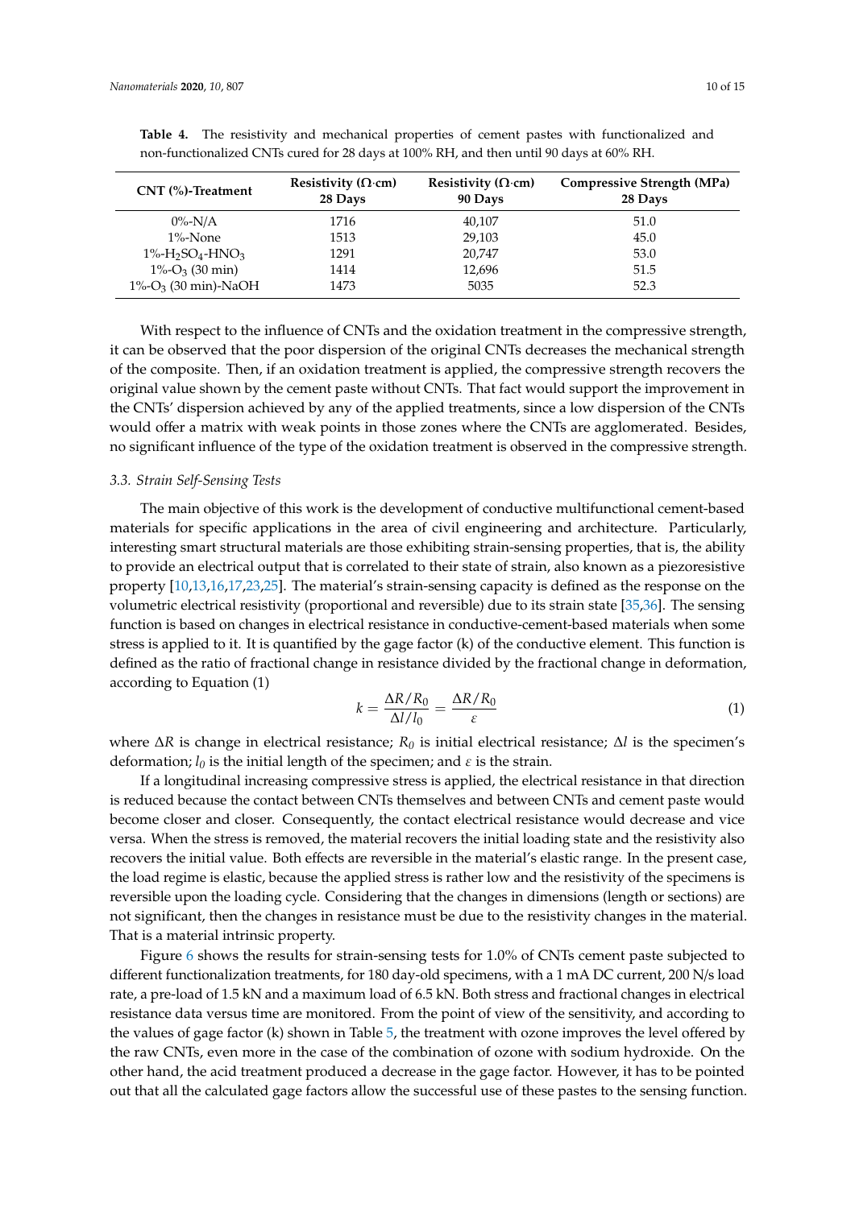**Table 4.** The resistivity and mechanical properties of cement pastes with functionalized and non-functionalized CNTs cured for 28 days at 100% RH, and then until 90 days at 60% RH.

| CNT (%)-Treatment | Resistivity (Ω·cm) 28 Days | Resistivity (Ω·cm) 90 Days | Compressive Strength (MPa) 28 Days |
|---|---|---|---|
| 0%-N/A | 1716 | 40,107 | 51.0 |
| 1%-None | 1513 | 29,103 | 45.0 |
| 1%-$H_2SO_4$-$HNO_3$ | 1291 | 20,747 | 53.0 |
| 1%-$O_3$ (30 min) | 1414 | 12,696 | 51.5 |
| 1%-$O_3$ (30 min)-NaOH | 1473 | 5035 | 52.3 |

With respect to the influence of CNTs and the oxidation treatment in the compressive strength, it can be observed that the poor dispersion of the original CNTs decreases the mechanical strength of the composite. Then, if an oxidation treatment is applied, the compressive strength recovers the original value shown by the cement paste without CNTs. That fact would support the improvement in the CNTs' dispersion achieved by any of the applied treatments, since a low dispersion of the CNTs would offer a matrix with weak points in those zones where the CNTs are agglomerated. Besides, no significant influence of the type of the oxidation treatment is observed in the compressive strength.

### *3.3. Strain Self-Sensing Tests*

The main objective of this work is the development of conductive multifunctional cement-based materials for specific applications in the area of civil engineering and architecture. Particularly, interesting smart structural materials are those exhibiting strain-sensing properties, that is, the ability to provide an electrical output that is correlated to their state of strain, also known as a piezoresistive property [10,13,16,17,23,25]. The material's strain-sensing capacity is defined as the response on the volumetric electrical resistivity (proportional and reversible) due to its strain state [35,36]. The sensing function is based on changes in electrical resistance in conductive-cement-based materials when some stress is applied to it. It is quantified by the gage factor (k) of the conductive element. This function is defined as the ratio of fractional change in resistance divided by the fractional change in deformation, according to Equation (1)

$$k = \frac{\Delta R / R_0}{\Delta l / l_0} = \frac{\Delta R / R_0}{\varepsilon} \tag{1}$$

where $\Delta R$ is change in electrical resistance; $R_0$ is initial electrical resistance; $\Delta l$ is the specimen's deformation; $l_0$ is the initial length of the specimen; and $\varepsilon$ is the strain.

If a longitudinal increasing compressive stress is applied, the electrical resistance in that direction is reduced because the contact between CNTs themselves and between CNTs and cement paste would become closer and closer. Consequently, the contact electrical resistance would decrease and vice versa. When the stress is removed, the material recovers the initial loading state and the resistivity also recovers the initial value. Both effects are reversible in the material's elastic range. In the present case, the load regime is elastic, because the applied stress is rather low and the resistivity of the specimens is reversible upon the loading cycle. Considering that the changes in dimensions (length or sections) are not significant, then the changes in resistance must be due to the resistivity changes in the material. That is a material intrinsic property.

Figure 6 shows the results for strain-sensing tests for 1.0% of CNTs cement paste subjected to different functionalization treatments, for 180 day-old specimens, with a 1 mA DC current, 200 N/s load rate, a pre-load of 1.5 kN and a maximum load of 6.5 kN. Both stress and fractional changes in electrical resistance data versus time are monitored. From the point of view of the sensitivity, and according to the values of gage factor (k) shown in Table 5, the treatment with ozone improves the level offered by the raw CNTs, even more in the case of the combination of ozone with sodium hydroxide. On the other hand, the acid treatment produced a decrease in the gage factor. However, it has to be pointed out that all the calculated gage factors allow the successful use of these pastes to the sensing function.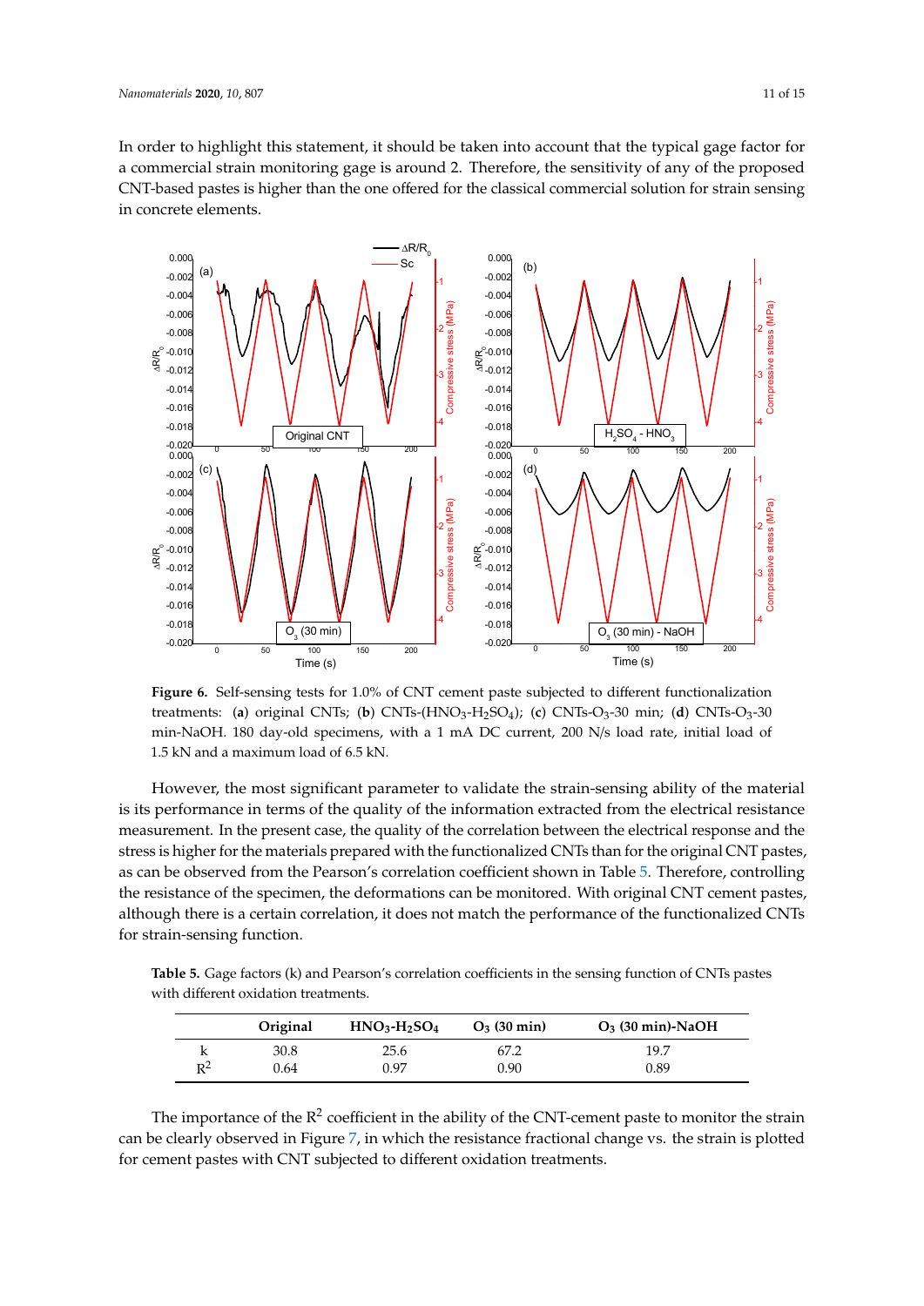In order to highlight this statement, it should be taken into account that the typical gage factor for a commercial strain monitoring gage is around 2. Therefore, the sensitivity of any of the proposed CNT-based pastes is higher than the one offered for the classical commercial solution for strain sensing in concrete elements.

**Figure 6.** Self-sensing tests for 1.0% of CNT cement paste subjected to different functionalization treatments: (**a**) original CNTs; (**b**) CNTs-($HNO_3$-$H_2SO_4$); (**c**) CNTs-$O_3$-30 min; (**d**) CNTs-$O_3$-30 min-NaOH. 180 day-old specimens, with a 1 mA DC current, 200 N/s load rate, initial load of 1.5 kN and a maximum load of 6.5 kN.

However, the most significant parameter to validate the strain-sensing ability of the material is its performance in terms of the quality of the information extracted from the electrical resistance measurement. In the present case, the quality of the correlation between the electrical response and the stress is higher for the materials prepared with the functionalized CNTs than for the original CNT pastes, as can be observed from the Pearson's correlation coefficient shown in Table 5. Therefore, controlling the resistance of the specimen, the deformations can be monitored. With original CNT cement pastes, although there is a certain correlation, it does not match the performance of the functionalized CNTs for strain-sensing function.

**Table 5.** Gage factors (k) and Pearson's correlation coefficients in the sensing function of CNTs pastes with different oxidation treatments.

| | Original | $HNO_3$-$H_2SO_4$ | $O_3$ (30 min) | $O_3$ (30 min)-NaOH |
|---|---|---|---|---|
| k | 30.8 | 25.6 | 67.2 | 19.7 |
| $R^2$ | 0.64 | 0.97 | 0.90 | 0.89 |

The importance of the $R^2$ coefficient in the ability of the CNT-cement paste to monitor the strain can be clearly observed in Figure 7, in which the resistance fractional change vs. the strain is plotted for cement pastes with CNT subjected to different oxidation treatments.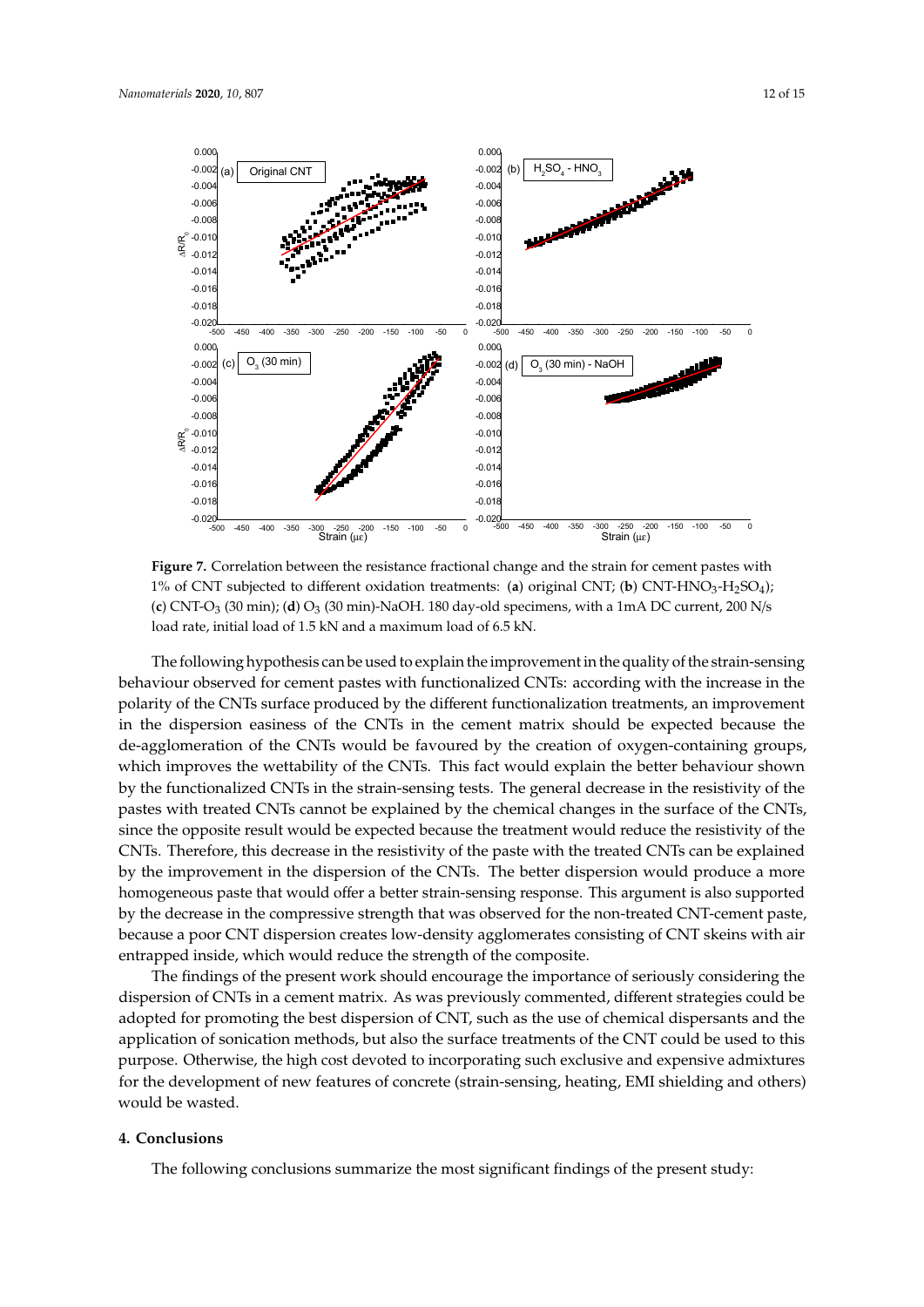**Figure 7.** Correlation between the resistance fractional change and the strain for cement pastes with 1% of CNT subjected to different oxidation treatments: (**a**) original CNT; (**b**) CNT-$HNO_3$-$H_2SO_4$); (**c**) CNT-$O_3$ (30 min); (**d**) $O_3$ (30 min)-NaOH. 180 day-old specimens, with a 1mA DC current, 200 N/s load rate, initial load of 1.5 kN and a maximum load of 6.5 kN.

The following hypothesis can be used to explain the improvement in the quality of the strain-sensing behaviour observed for cement pastes with functionalized CNTs: according with the increase in the polarity of the CNTs surface produced by the different functionalization treatments, an improvement in the dispersion easiness of the CNTs in the cement matrix should be expected because the de-agglomeration of the CNTs would be favoured by the creation of oxygen-containing groups, which improves the wettability of the CNTs. This fact would explain the better behaviour shown by the functionalized CNTs in the strain-sensing tests. The general decrease in the resistivity of the pastes with treated CNTs cannot be explained by the chemical changes in the surface of the CNTs, since the opposite result would be expected because the treatment would reduce the resistivity of the CNTs. Therefore, this decrease in the resistivity of the paste with the treated CNTs can be explained by the improvement in the dispersion of the CNTs. The better dispersion would produce a more homogeneous paste that would offer a better strain-sensing response. This argument is also supported by the decrease in the compressive strength that was observed for the non-treated CNT-cement paste, because a poor CNT dispersion creates low-density agglomerates consisting of CNT skeins with air entrapped inside, which would reduce the strength of the composite.

The findings of the present work should encourage the importance of seriously considering the dispersion of CNTs in a cement matrix. As was previously commented, different strategies could be adopted for promoting the best dispersion of CNT, such as the use of chemical dispersants and the application of sonication methods, but also the surface treatments of the CNT could be used to this purpose. Otherwise, the high cost devoted to incorporating such exclusive and expensive admixtures for the development of new features of concrete (strain-sensing, heating, EMI shielding and others) would be wasted.

## 4. Conclusions

The following conclusions summarize the most significant findings of the present study: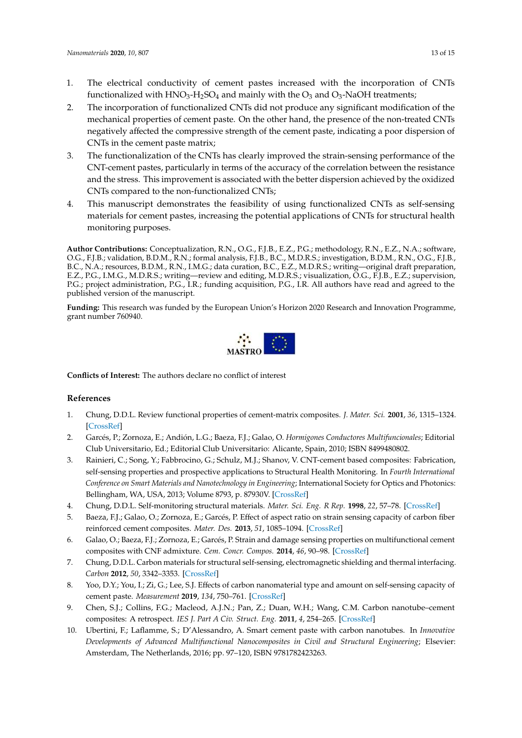1. The electrical conductivity of cement pastes increased with the incorporation of CNTs functionalized with $HNO_3$-$H_2SO_4$ and mainly with the $O_3$ and $O_3$-NaOH treatments;
2. The incorporation of functionalized CNTs did not produce any significant modification of the mechanical properties of cement paste. On the other hand, the presence of the non-treated CNTs negatively affected the compressive strength of the cement paste, indicating a poor dispersion of CNTs in the cement paste matrix;
3. The functionalization of the CNTs has clearly improved the strain-sensing performance of the CNT-cement pastes, particularly in terms of the accuracy of the correlation between the resistance and the stress. This improvement is associated with the better dispersion achieved by the oxidized CNTs compared to the non-functionalized CNTs;
4. This manuscript demonstrates the feasibility of using functionalized CNTs as self-sensing materials for cement pastes, increasing the potential applications of CNTs for structural health monitoring purposes.

**Author Contributions:** Conceptualization, R.N., O.G., F.J.B., E.Z., P.G.; methodology, R.N., E.Z., N.A.; software, O.G., F.J.B.; validation, B.D.M., R.N.; formal analysis, F.J.B., B.C., M.D.R.S.; investigation, B.D.M., R.N., O.G., F.J.B., B.C., N.A.; resources, B.D.M., R.N., I.M.G.; data curation, B.C., E.Z., M.D.R.S.; writing—original draft preparation, E.Z., P.G., I.M.G., M.D.R.S.; writing—review and editing, M.D.R.S.; visualization, O.G., F.J.B., E.Z.; supervision, P.G.; project administration, P.G., I.R.; funding acquisition, P.G., I.R. All authors have read and agreed to the published version of the manuscript.

**Funding:** This research was funded by the European Union's Horizon 2020 Research and Innovation Programme, grant number 760940.

**Conflicts of Interest:** The authors declare no conflict of interest

## References

1. Chung, D.D.L. Review functional properties of cement-matrix composites. *J. Mater. Sci.* **2001**, *36*, 1315–1324. [CrossRef]
2. Garcés, P.; Zornoza, E.; Andión, L.G.; Baeza, F.J.; Galao, O. *Hormigones Conductores Multifuncionales*; Editorial Club Universitario, Ed.; Editorial Club Universitario: Alicante, Spain, 2010; ISBN 8499480802.
3. Rainieri, C.; Song, Y.; Fabbrocino, G.; Schulz, M.J.; Shanov, V. CNT-cement based composites: Fabrication, self-sensing properties and prospective applications to Structural Health Monitoring. In *Fourth International Conference on Smart Materials and Nanotechnology in Engineering*; International Society for Optics and Photonics: Bellingham, WA, USA, 2013; Volume 8793, p. 87930V. [CrossRef]
4. Chung, D.D.L. Self-monitoring structural materials. *Mater. Sci. Eng. R Rep.* **1998**, *22*, 57–78. [CrossRef]
5. Baeza, F.J.; Galao, O.; Zornoza, E.; Garcés, P. Effect of aspect ratio on strain sensing capacity of carbon fiber reinforced cement composites. *Mater. Des.* **2013**, *51*, 1085–1094. [CrossRef]
6. Galao, O.; Baeza, F.J.; Zornoza, E.; Garcés, P. Strain and damage sensing properties on multifunctional cement composites with CNF admixture. *Cem. Concr. Compos.* **2014**, *46*, 90–98. [CrossRef]
7. Chung, D.D.L. Carbon materials for structural self-sensing, electromagnetic shielding and thermal interfacing. *Carbon* **2012**, *50*, 3342–3353. [CrossRef]
8. Yoo, D.Y.; You, I.; Zi, G.; Lee, S.J. Effects of carbon nanomaterial type and amount on self-sensing capacity of cement paste. *Measurement* **2019**, *134*, 750–761. [CrossRef]
9. Chen, S.J.; Collins, F.G.; Macleod, A.J.N.; Pan, Z.; Duan, W.H.; Wang, C.M. Carbon nanotube–cement composites: A retrospect. *IES J. Part A Civ. Struct. Eng.* **2011**, *4*, 254–265. [CrossRef]
10. Ubertini, F.; Laflamme, S.; D'Alessandro, A. Smart cement paste with carbon nanotubes. In *Innovative Developments of Advanced Multifunctional Nanocomposites in Civil and Structural Engineering*; Elsevier: Amsterdam, The Netherlands, 2016; pp. 97–120, ISBN 9781782423263.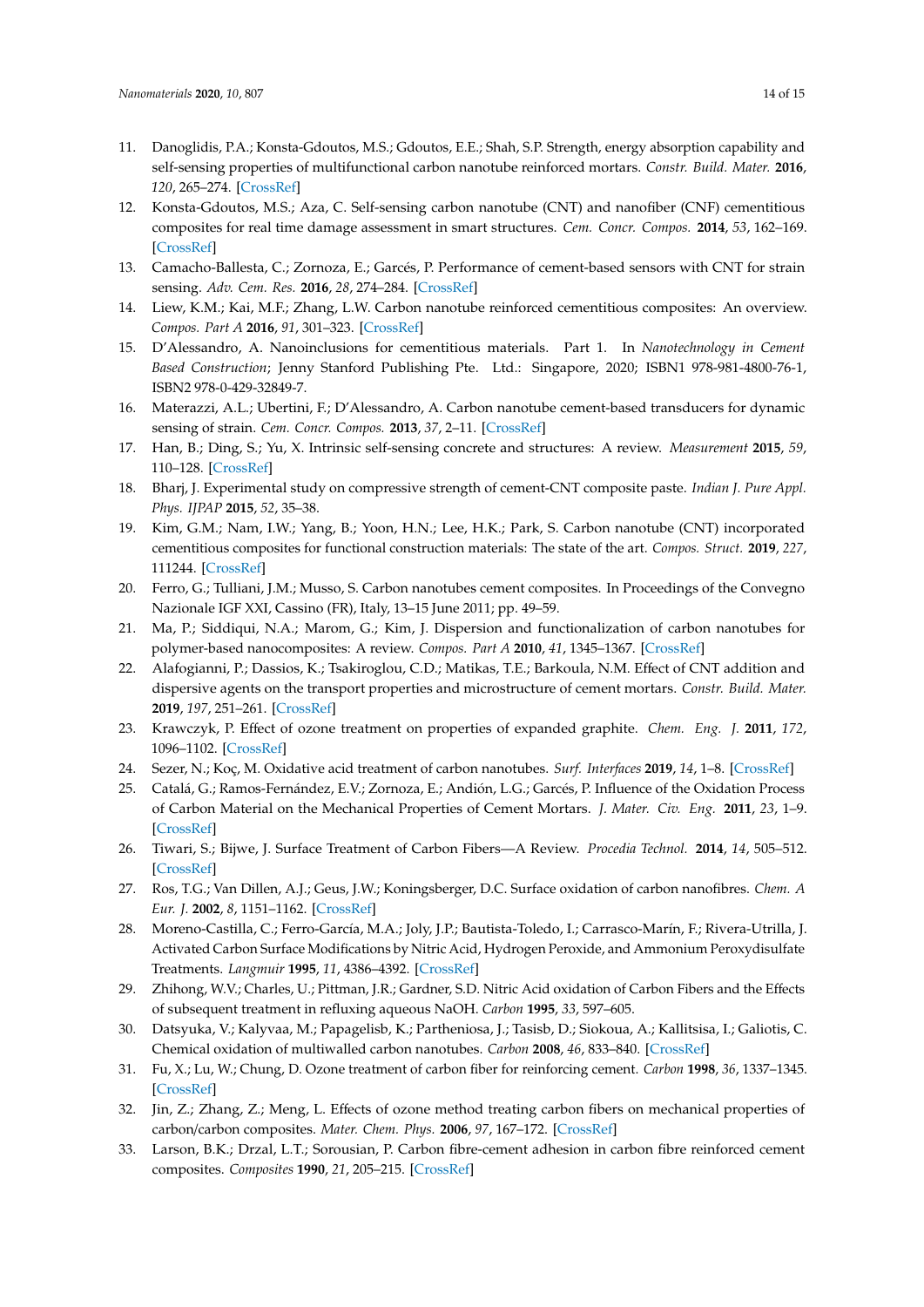11. Danoglidis, P.A.; Konsta-Gdoutos, M.S.; Gdoutos, E.E.; Shah, S.P. Strength, energy absorption capability and self-sensing properties of multifunctional carbon nanotube reinforced mortars. *Constr. Build. Mater.* **2016**, *120*, 265–274. [CrossRef]
12. Konsta-Gdoutos, M.S.; Aza, C. Self-sensing carbon nanotube (CNT) and nanofiber (CNF) cementitious composites for real time damage assessment in smart structures. *Cem. Concr. Compos.* **2014**, *53*, 162–169. [CrossRef]
13. Camacho-Ballesta, C.; Zornoza, E.; Garcés, P. Performance of cement-based sensors with CNT for strain sensing. *Adv. Cem. Res.* **2016**, *28*, 274–284. [CrossRef]
14. Liew, K.M.; Kai, M.F.; Zhang, L.W. Carbon nanotube reinforced cementitious composites: An overview. *Compos. Part A* **2016**, *91*, 301–323. [CrossRef]
15. D'Alessandro, A. Nanoinclusions for cementitious materials. Part 1. In *Nanotechnology in Cement Based Construction*; Jenny Stanford Publishing Pte. Ltd.: Singapore, 2020; ISBN1 978-981-4800-76-1, ISBN2 978-0-429-32849-7.
16. Materazzi, A.L.; Ubertini, F.; D'Alessandro, A. Carbon nanotube cement-based transducers for dynamic sensing of strain. *Cem. Concr. Compos.* **2013**, *37*, 2–11. [CrossRef]
17. Han, B.; Ding, S.; Yu, X. Intrinsic self-sensing concrete and structures: A review. *Measurement* **2015**, *59*, 110–128. [CrossRef]
18. Bharj, J. Experimental study on compressive strength of cement-CNT composite paste. *Indian J. Pure Appl. Phys. IJPAP* **2015**, *52*, 35–38.
19. Kim, G.M.; Nam, I.W.; Yang, B.; Yoon, H.N.; Lee, H.K.; Park, S. Carbon nanotube (CNT) incorporated cementitious composites for functional construction materials: The state of the art. *Compos. Struct.* **2019**, *227*, 111244. [CrossRef]
20. Ferro, G.; Tulliani, J.M.; Musso, S. Carbon nanotubes cement composites. In Proceedings of the Convegno Nazionale IGF XXI, Cassino (FR), Italy, 13–15 June 2011; pp. 49–59.
21. Ma, P.; Siddiqui, N.A.; Marom, G.; Kim, J. Dispersion and functionalization of carbon nanotubes for polymer-based nanocomposites: A review. *Compos. Part A* **2010**, *41*, 1345–1367. [CrossRef]
22. Alafogianni, P.; Dassios, K.; Tsakiroglou, C.D.; Matikas, T.E.; Barkoula, N.M. Effect of CNT addition and dispersive agents on the transport properties and microstructure of cement mortars. *Constr. Build. Mater.* **2019**, *197*, 251–261. [CrossRef]
23. Krawczyk, P. Effect of ozone treatment on properties of expanded graphite. *Chem. Eng. J.* **2011**, *172*, 1096–1102. [CrossRef]
24. Sezer, N.; Koç, M. Oxidative acid treatment of carbon nanotubes. *Surf. Interfaces* **2019**, *14*, 1–8. [CrossRef]
25. Catalá, G.; Ramos-Fernández, E.V.; Zornoza, E.; Andión, L.G.; Garcés, P. Influence of the Oxidation Process of Carbon Material on the Mechanical Properties of Cement Mortars. *J. Mater. Civ. Eng.* **2011**, *23*, 1–9. [CrossRef]
26. Tiwari, S.; Bijwe, J. Surface Treatment of Carbon Fibers—A Review. *Procedia Technol.* **2014**, *14*, 505–512. [CrossRef]
27. Ros, T.G.; Van Dillen, A.J.; Geus, J.W.; Koningsberger, D.C. Surface oxidation of carbon nanofibres. *Chem. A Eur. J.* **2002**, *8*, 1151–1162. [CrossRef]
28. Moreno-Castilla, C.; Ferro-García, M.A.; Joly, J.P.; Bautista-Toledo, I.; Carrasco-Marín, F.; Rivera-Utrilla, J. Activated Carbon Surface Modifications by Nitric Acid, Hydrogen Peroxide, and Ammonium Peroxydisulfate Treatments. *Langmuir* **1995**, *11*, 4386–4392. [CrossRef]
29. Zhihong, W.V.; Charles, U.; Pittman, J.R.; Gardner, S.D. Nitric Acid oxidation of Carbon Fibers and the Effects of subsequent treatment in refluxing aqueous NaOH. *Carbon* **1995**, *33*, 597–605.
30. Datsyuka, V.; Kalyvaa, M.; Papagelisb, K.; Partheniosa, J.; Tasisb, D.; Siokoua, A.; Kallitsisa, I.; Galiotis, C. Chemical oxidation of multiwalled carbon nanotubes. *Carbon* **2008**, *46*, 833–840. [CrossRef]
31. Fu, X.; Lu, W.; Chung, D. Ozone treatment of carbon fiber for reinforcing cement. *Carbon* **1998**, *36*, 1337–1345. [CrossRef]
32. Jin, Z.; Zhang, Z.; Meng, L. Effects of ozone method treating carbon fibers on mechanical properties of carbon/carbon composites. *Mater. Chem. Phys.* **2006**, *97*, 167–172. [CrossRef]
33. Larson, B.K.; Drzal, L.T.; Sorousian, P. Carbon fibre-cement adhesion in carbon fibre reinforced cement composites. *Composites* **1990**, *21*, 205–215. [CrossRef]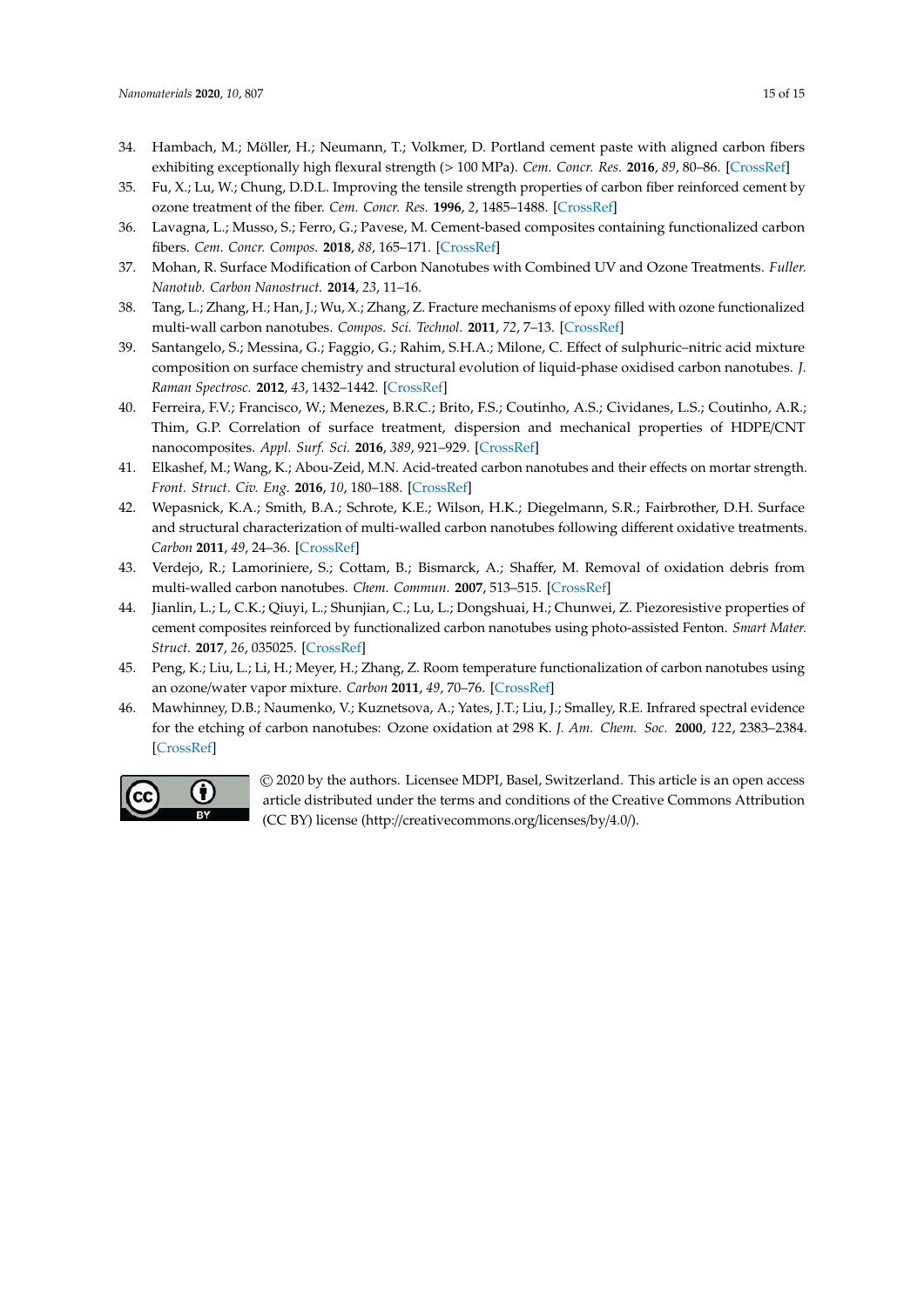34. Hambach, M.; Möller, H.; Neumann, T.; Volkmer, D. Portland cement paste with aligned carbon fibers exhibiting exceptionally high flexural strength (> 100 MPa). *Cem. Concr. Res.* **2016**, *89*, 80–86. [CrossRef]
35. Fu, X.; Lu, W.; Chung, D.D.L. Improving the tensile strength properties of carbon fiber reinforced cement by ozone treatment of the fiber. *Cem. Concr. Res.* **1996**, *2*, 1485–1488. [CrossRef]
36. Lavagna, L.; Musso, S.; Ferro, G.; Pavese, M. Cement-based composites containing functionalized carbon fibers. *Cem. Concr. Compos.* **2018**, *88*, 165–171. [CrossRef]
37. Mohan, R. Surface Modification of Carbon Nanotubes with Combined UV and Ozone Treatments. *Fuller. Nanotub. Carbon Nanostruct.* **2014**, *23*, 11–16.
38. Tang, L.; Zhang, H.; Han, J.; Wu, X.; Zhang, Z. Fracture mechanisms of epoxy filled with ozone functionalized multi-wall carbon nanotubes. *Compos. Sci. Technol.* **2011**, *72*, 7–13. [CrossRef]
39. Santangelo, S.; Messina, G.; Faggio, G.; Rahim, S.H.A.; Milone, C. Effect of sulphuric–nitric acid mixture composition on surface chemistry and structural evolution of liquid-phase oxidised carbon nanotubes. *J. Raman Spectrosc.* **2012**, *43*, 1432–1442. [CrossRef]
40. Ferreira, F.V.; Francisco, W.; Menezes, B.R.C.; Brito, F.S.; Coutinho, A.S.; Cividanes, L.S.; Coutinho, A.R.; Thim, G.P. Correlation of surface treatment, dispersion and mechanical properties of HDPE/CNT nanocomposites. *Appl. Surf. Sci.* **2016**, *389*, 921–929. [CrossRef]
41. Elkashef, M.; Wang, K.; Abou-Zeid, M.N. Acid-treated carbon nanotubes and their effects on mortar strength. *Front. Struct. Civ. Eng.* **2016**, *10*, 180–188. [CrossRef]
42. Wepasnick, K.A.; Smith, B.A.; Schrote, K.E.; Wilson, H.K.; Diegelmann, S.R.; Fairbrother, D.H. Surface and structural characterization of multi-walled carbon nanotubes following different oxidative treatments. *Carbon* **2011**, *49*, 24–36. [CrossRef]
43. Verdejo, R.; Lamoriniere, S.; Cottam, B.; Bismarck, A.; Shaffer, M. Removal of oxidation debris from multi-walled carbon nanotubes. *Chem. Commun.* **2007**, 513–515. [CrossRef]
44. Jianlin, L.; L, C.K.; Qiuyi, L.; Shunjian, C.; Lu, L.; Dongshuai, H.; Chunwei, Z. Piezoresistive properties of cement composites reinforced by functionalized carbon nanotubes using photo-assisted Fenton. *Smart Mater. Struct.* **2017**, *26*, 035025. [CrossRef]
45. Peng, K.; Liu, L.; Li, H.; Meyer, H.; Zhang, Z. Room temperature functionalization of carbon nanotubes using an ozone/water vapor mixture. *Carbon* **2011**, *49*, 70–76. [CrossRef]
46. Mawhinney, D.B.; Naumenko, V.; Kuznetsova, A.; Yates, J.T.; Liu, J.; Smalley, R.E. Infrared spectral evidence for the etching of carbon nanotubes: Ozone oxidation at 298 K. *J. Am. Chem. Soc.* **2000**, *122*, 2383–2384. [CrossRef]

© 2020 by the authors. Licensee MDPI, Basel, Switzerland. This article is an open access article distributed under the terms and conditions of the Creative Commons Attribution (CC BY) license (http://creativecommons.org/licenses/by/4.0/).